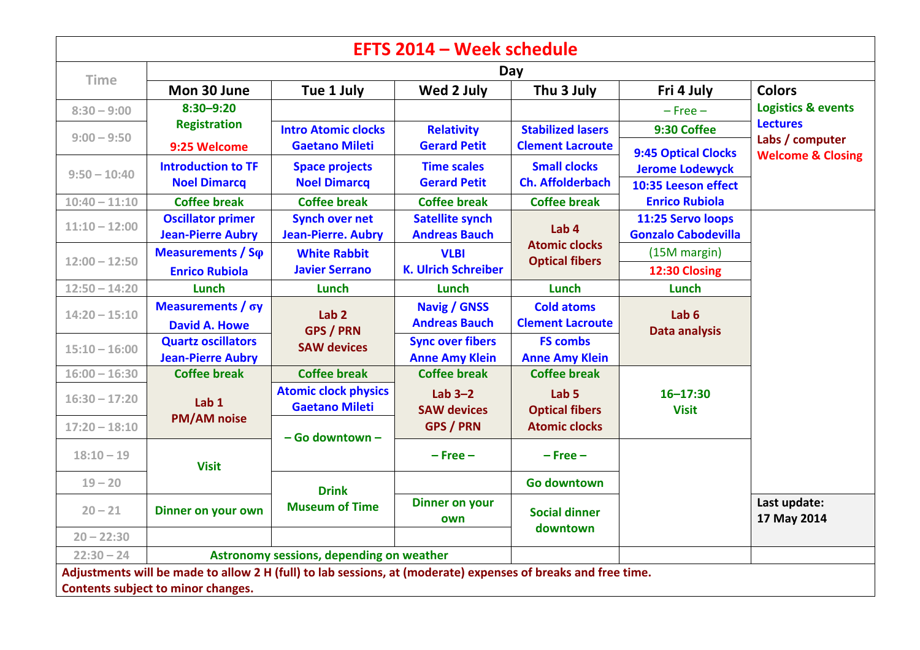# EFTS 2014 – Week schedule

| Time | Mon 30 June | Tue 1 July | Wed 2 July | Thu 3 July | Fri 4 July | Colors |
|---|---|---|---|---|---|---|
| 8:30 – 9:00 | 8:30–9:20 Registration | | | | – Free – | Logistics & events |
| 9:00 – 9:50 | 9:25 Welcome | Intro Atomic clocks Gaetano Mileti | Relativity Gerard Petit | Stabilized lasers Clement Lacroute | 9:30 Coffee / 9:45 Optical Clocks Jerome Lodewyck | Lectures |
| 9:50 – 10:40 | Introduction to TF Noel Dimarcq | Space projects Noel Dimarcq | Time scales Gerard Petit | Small clocks Ch. Affolderbach | 10:35 Leeson effect Enrico Rubiola | Labs / computer |
| 10:40 – 11:10 | Coffee break | Coffee break | Coffee break | Coffee break | | Welcome & Closing |
| 11:10 – 12:00 | Oscillator primer Jean-Pierre Aubry | Synch over net Jean-Pierre. Aubry | Satellite synch Andreas Bauch | Lab 4 Atomic clocks Optical fibers | 11:25 Servo loops Gonzalo Cabodevilla | |
| 12:00 – 12:50 | Measurements / Sφ Enrico Rubiola | White Rabbit Javier Serrano | VLBI K. Ulrich Schreiber | | (15M margin) / 12:30 Closing | |
| 12:50 – 14:20 | Lunch | Lunch | Lunch | Lunch | Lunch | |
| 14:20 – 15:10 | Measurements / σy David A. Howe | Lab 2 GPS / PRN SAW devices | Navig / GNSS Andreas Bauch | Cold atoms Clement Lacroute | Lab 6 Data analysis | |
| 15:10 – 16:00 | Quartz oscillators Jean-Pierre Aubry | | Sync over fibers Anne Amy Klein | FS combs Anne Amy Klein | | |
| 16:00 – 16:30 | Coffee break | Coffee break | Coffee break | Coffee break | 16–17:30 Visit | |
| 16:30 – 17:20 | Lab 1 PM/AM noise | Atomic clock physics Gaetano Mileti | Lab 3–2 SAW devices GPS / PRN | Lab 5 Optical fibers Atomic clocks | | |
| 17:20 – 18:10 | | – Go downtown – | | | | |
| 18:10 – 19 | Visit | | – Free – | – Free – | | |
| 19 – 20 | | Drink Museum of Time | | Go downtown | | |
| 20 – 21 | Dinner on your own | | Dinner on your own | Social dinner downtown | | Last update: 17 May 2014 |
| 20 – 22:30 | | | | | | |
| 22:30 – 24 | Astronomy sessions, depending on weather | | | | | |

Adjustments will be made to allow 2 H (full) to lab sessions, at (moderate) expenses of breaks and free time.
Contents subject to minor changes.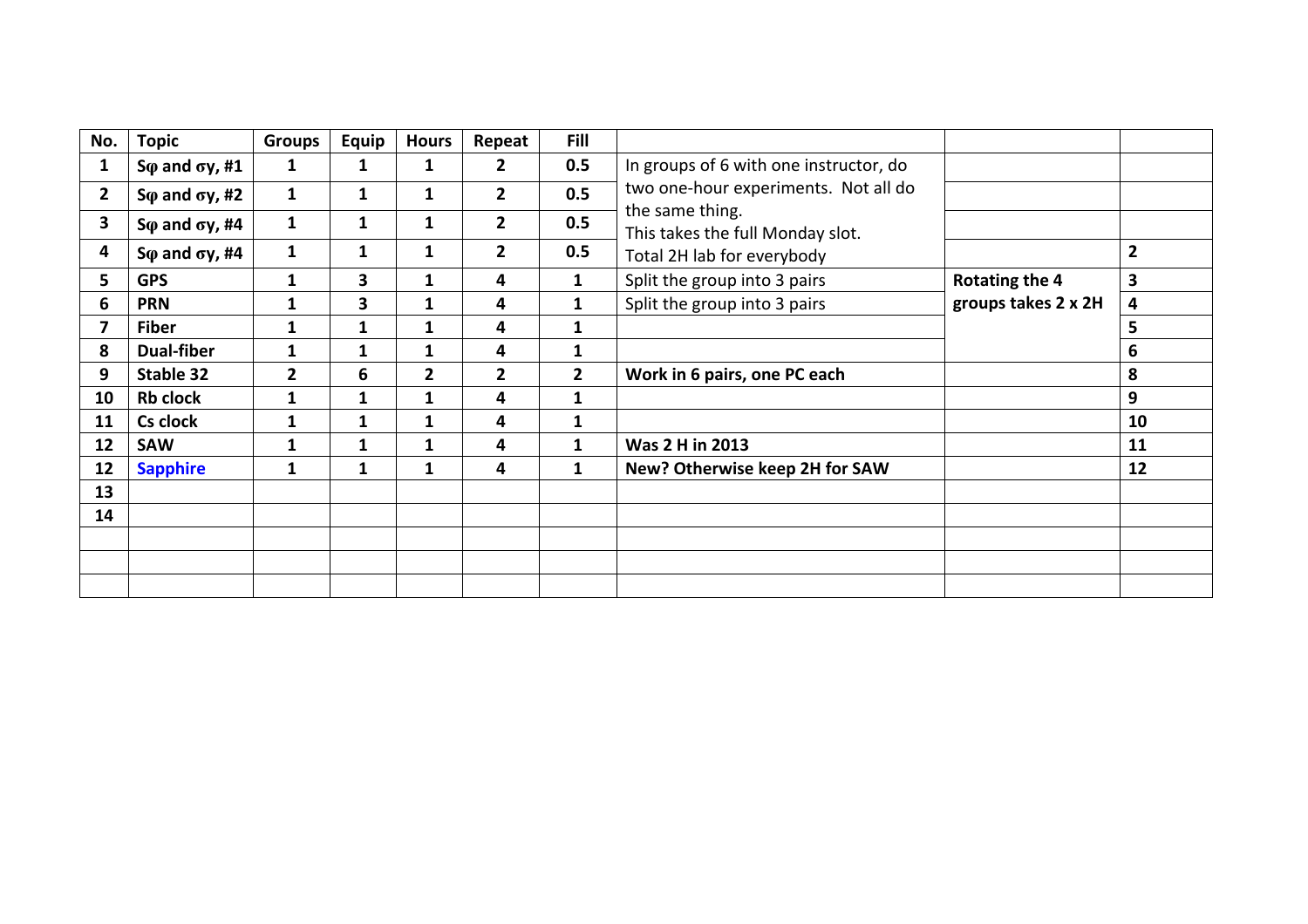| No. | Topic | Groups | Equip | Hours | Repeat | Fill | | | |
|---|---|---|---|---|---|---|---|---|---|
| 1 | **Sφ and σy, #1** | 1 | 1 | 1 | 2 | 0.5 | In groups of 6 with one instructor, do two one-hour experiments. Not all do the same thing. This takes the full Monday slot. Total 2H lab for everybody | | |
| 2 | **Sφ and σy, #2** | 1 | 1 | 1 | 2 | 0.5 | | | |
| 3 | **Sφ and σy, #4** | 1 | 1 | 1 | 2 | 0.5 | | | |
| 4 | **Sφ and σy, #4** | 1 | 1 | 1 | 2 | 0.5 | | | 2 |
| 5 | **GPS** | 1 | 3 | 1 | 4 | 1 | Split the group into 3 pairs | **Rotating the 4 groups takes 2 x 2H** | 3 |
| 6 | **PRN** | 1 | 3 | 1 | 4 | 1 | Split the group into 3 pairs | | 4 |
| 7 | **Fiber** | 1 | 1 | 1 | 4 | 1 | | | 5 |
| 8 | **Dual-fiber** | 1 | 1 | 1 | 4 | 1 | | | 6 |
| 9 | **Stable 32** | 2 | 6 | 2 | 2 | 2 | **Work in 6 pairs, one PC each** | | 8 |
| 10 | **Rb clock** | 1 | 1 | 1 | 4 | 1 | | | 9 |
| 11 | **Cs clock** | 1 | 1 | 1 | 4 | 1 | | | 10 |
| 12 | **SAW** | 1 | 1 | 1 | 4 | 1 | **Was 2 H in 2013** | | 11 |
| 12 | **Sapphire** | 1 | 1 | 1 | 4 | 1 | **New? Otherwise keep 2H for SAW** | | 12 |
| 13 | | | | | | | | | |
| 14 | | | | | | | | | |
| | | | | | | | | | |
| | | | | | | | | | |
| | | | | | | | | | |